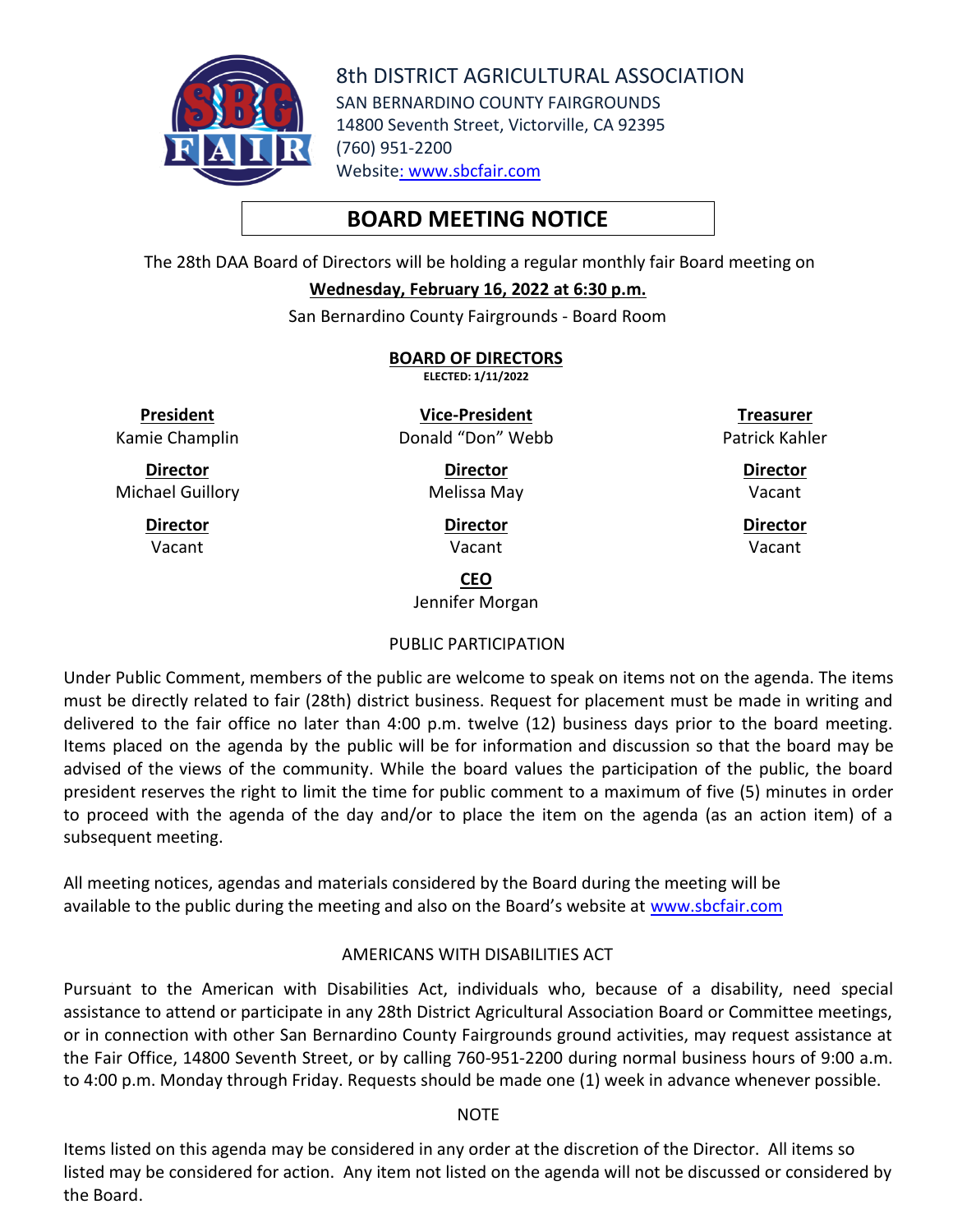# 8th DISTRICT AGRICULTURAL ASSOCIATION

SAN BERNARDINO COUNTY FAIRGROUNDS
14800 Seventh Street, Victorville, CA 92395
(760) 951-2200
Website: www.sbcfair.com

## BOARD MEETING NOTICE

The 28th DAA Board of Directors will be holding a regular monthly fair Board meeting on

**Wednesday, February 16, 2022 at 6:30 p.m.**

San Bernardino County Fairgrounds - Board Room

### BOARD OF DIRECTORS

**ELECTED: 1/11/2022**

**President**
Kamie Champlin

**Vice-President**
Donald "Don" Webb

**Treasurer**
Patrick Kahler

**Director**
Michael Guillory

**Director**
Melissa May

**Director**
Vacant

**Director**
Vacant

**Director**
Vacant

**Director**
Vacant

**CEO**
Jennifer Morgan

### PUBLIC PARTICIPATION

Under Public Comment, members of the public are welcome to speak on items not on the agenda. The items must be directly related to fair (28th) district business. Request for placement must be made in writing and delivered to the fair office no later than 4:00 p.m. twelve (12) business days prior to the board meeting. Items placed on the agenda by the public will be for information and discussion so that the board may be advised of the views of the community. While the board values the participation of the public, the board president reserves the right to limit the time for public comment to a maximum of five (5) minutes in order to proceed with the agenda of the day and/or to place the item on the agenda (as an action item) of a subsequent meeting.

All meeting notices, agendas and materials considered by the Board during the meeting will be available to the public during the meeting and also on the Board's website at www.sbcfair.com

### AMERICANS WITH DISABILITIES ACT

Pursuant to the American with Disabilities Act, individuals who, because of a disability, need special assistance to attend or participate in any 28th District Agricultural Association Board or Committee meetings, or in connection with other San Bernardino County Fairgrounds ground activities, may request assistance at the Fair Office, 14800 Seventh Street, or by calling 760-951-2200 during normal business hours of 9:00 a.m. to 4:00 p.m. Monday through Friday. Requests should be made one (1) week in advance whenever possible.

### NOTE

Items listed on this agenda may be considered in any order at the discretion of the Director. All items so listed may be considered for action. Any item not listed on the agenda will not be discussed or considered by the Board.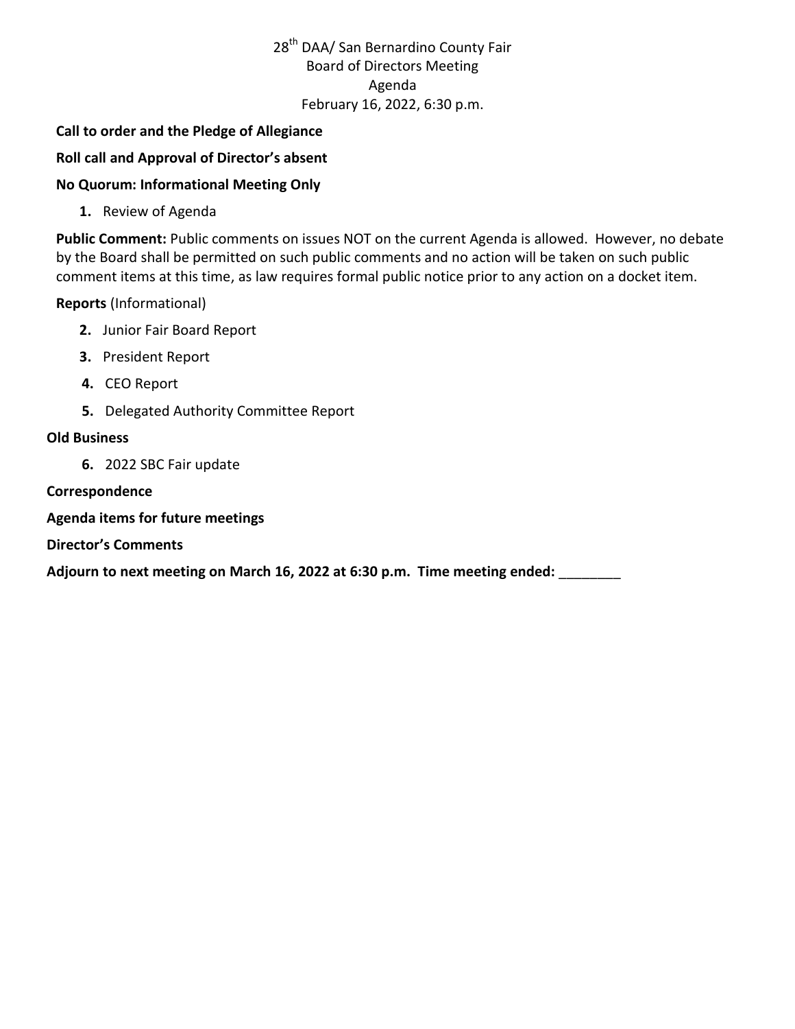28th DAA/ San Bernardino County Fair
Board of Directors Meeting
Agenda
February 16, 2022, 6:30 p.m.

**Call to order and the Pledge of Allegiance**

**Roll call and Approval of Director's absent**

**No Quorum: Informational Meeting Only**

1. Review of Agenda

**Public Comment:** Public comments on issues NOT on the current Agenda is allowed. However, no debate by the Board shall be permitted on such public comments and no action will be taken on such public comment items at this time, as law requires formal public notice prior to any action on a docket item.

**Reports** (Informational)

2. Junior Fair Board Report
3. President Report
4. CEO Report
5. Delegated Authority Committee Report

**Old Business**

6. 2022 SBC Fair update

**Correspondence**

**Agenda items for future meetings**

**Director's Comments**

**Adjourn to next meeting on March 16, 2022 at 6:30 p.m. Time meeting ended: ________**